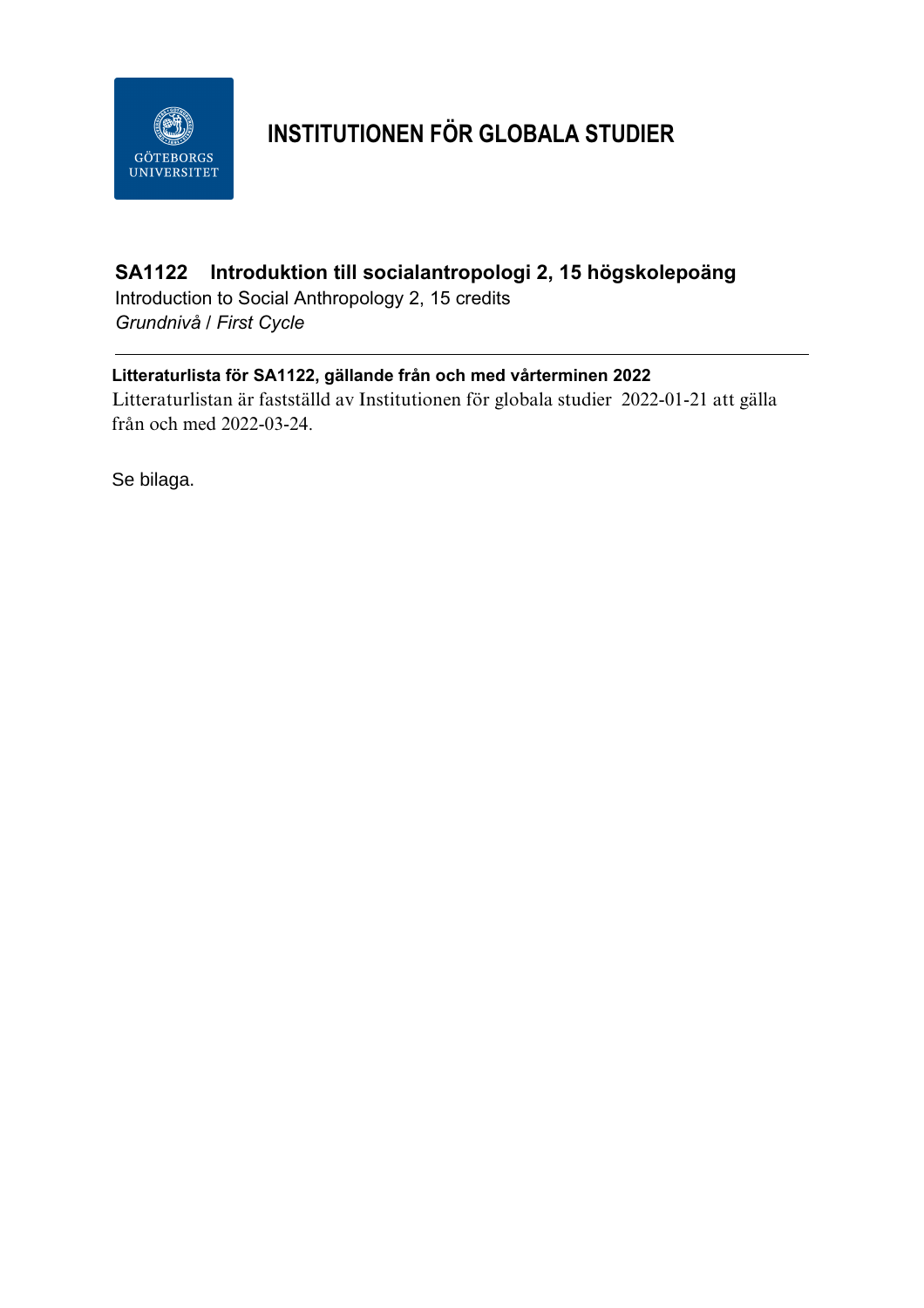# INSTITUTIONEN FÖR GLOBALA STUDIER

## SA1122 Introduktion till socialantropologi 2, 15 högskolepoäng

Introduction to Social Anthropology 2, 15 credits

*Grundnivå / First Cycle*

---

**Litteraturlista för SA1122, gällande från och med vårterminen 2022**

Litteraturlistan är fastställd av Institutionen för globala studier 2022-01-21 att gälla från och med 2022-03-24.

Se bilaga.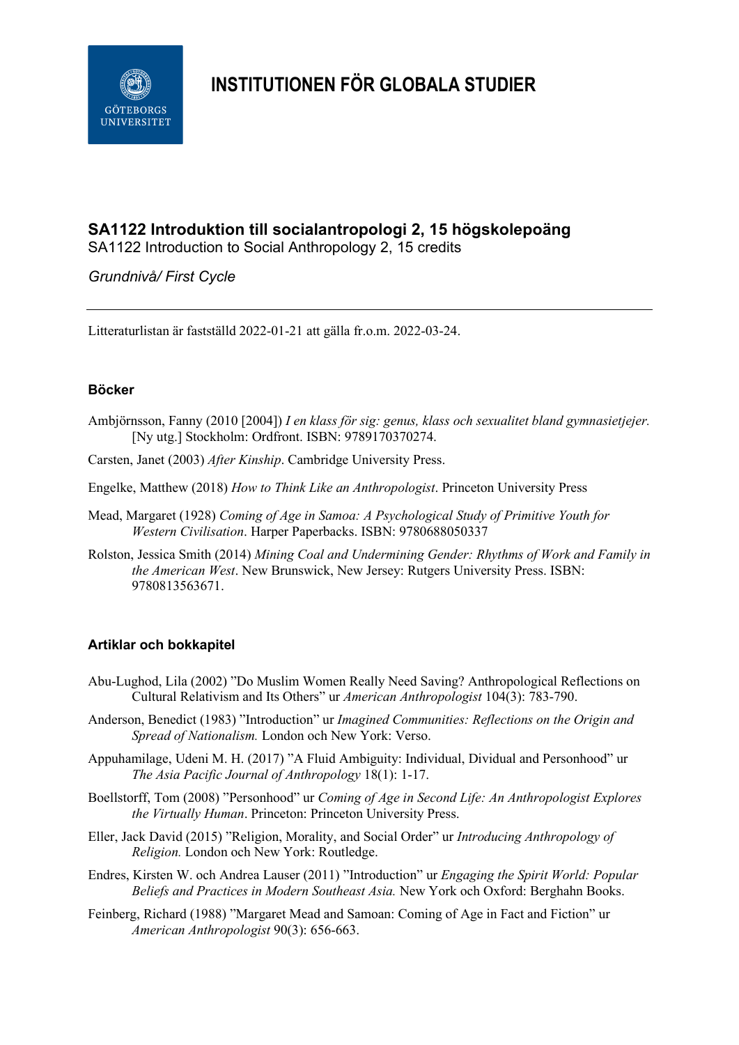# INSTITUTIONEN FÖR GLOBALA STUDIER

## SA1122 Introduktion till socialantropologi 2, 15 högskolepoäng

SA1122 Introduction to Social Anthropology 2, 15 credits

*Grundnivå/ First Cycle*

---

Litteraturlistan är fastställd 2022-01-21 att gälla fr.o.m. 2022-03-24.

### Böcker

Ambjörnsson, Fanny (2010 [2004]) *I en klass för sig: genus, klass och sexualitet bland gymnasietjejer.* [Ny utg.] Stockholm: Ordfront. ISBN: 9789170370274.

Carsten, Janet (2003) *After Kinship*. Cambridge University Press.

Engelke, Matthew (2018) *How to Think Like an Anthropologist*. Princeton University Press

Mead, Margaret (1928) *Coming of Age in Samoa: A Psychological Study of Primitive Youth for Western Civilisation*. Harper Paperbacks. ISBN: 9780688050337

Rolston, Jessica Smith (2014) *Mining Coal and Undermining Gender: Rhythms of Work and Family in the American West*. New Brunswick, New Jersey: Rutgers University Press. ISBN: 9780813563671.

### Artiklar och bokkapitel

Abu-Lughod, Lila (2002) ”Do Muslim Women Really Need Saving? Anthropological Reflections on Cultural Relativism and Its Others” ur *American Anthropologist* 104(3): 783-790.

Anderson, Benedict (1983) ”Introduction” ur *Imagined Communities: Reflections on the Origin and Spread of Nationalism.* London och New York: Verso.

Appuhamilage, Udeni M. H. (2017) ”A Fluid Ambiguity: Individual, Dividual and Personhood” ur *The Asia Pacific Journal of Anthropology* 18(1): 1-17.

Boellstorff, Tom (2008) ”Personhood” ur *Coming of Age in Second Life: An Anthropologist Explores the Virtually Human*. Princeton: Princeton University Press.

Eller, Jack David (2015) ”Religion, Morality, and Social Order” ur *Introducing Anthropology of Religion.* London och New York: Routledge.

Endres, Kirsten W. och Andrea Lauser (2011) ”Introduction” ur *Engaging the Spirit World: Popular Beliefs and Practices in Modern Southeast Asia.* New York och Oxford: Berghahn Books.

Feinberg, Richard (1988) ”Margaret Mead and Samoan: Coming of Age in Fact and Fiction” ur *American Anthropologist* 90(3): 656-663.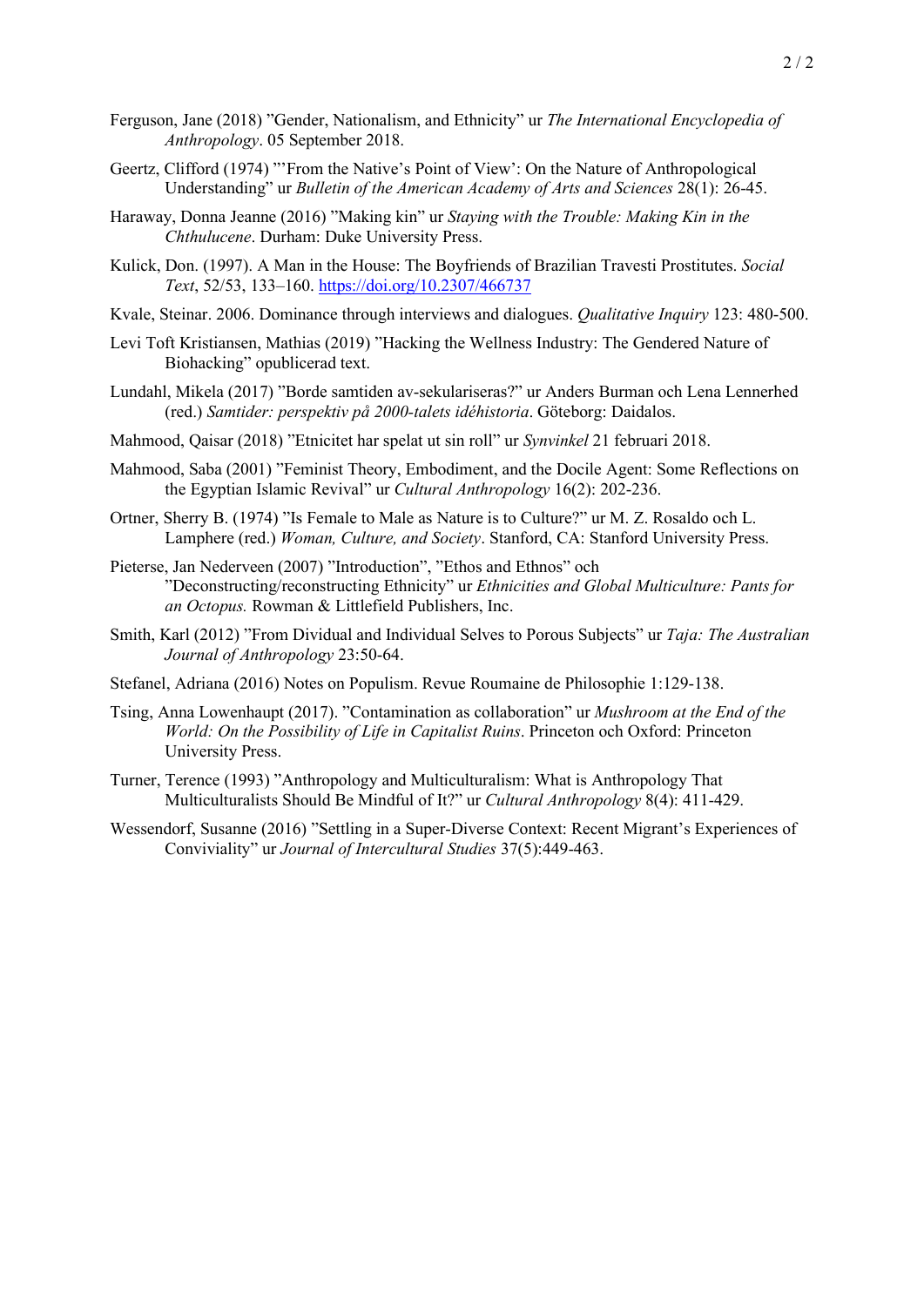Ferguson, Jane (2018) ”Gender, Nationalism, and Ethnicity” ur *The International Encyclopedia of Anthropology*. 05 September 2018.

Geertz, Clifford (1974) ”'From the Native's Point of View': On the Nature of Anthropological Understanding” ur *Bulletin of the American Academy of Arts and Sciences* 28(1): 26-45.

Haraway, Donna Jeanne (2016) ”Making kin” ur *Staying with the Trouble: Making Kin in the Chthulucene*. Durham: Duke University Press.

Kulick, Don. (1997). A Man in the House: The Boyfriends of Brazilian Travesti Prostitutes. *Social Text*, 52/53, 133–160. https://doi.org/10.2307/466737

Kvale, Steinar. 2006. Dominance through interviews and dialogues. *Qualitative Inquiry* 123: 480-500.

Levi Toft Kristiansen, Mathias (2019) ”Hacking the Wellness Industry: The Gendered Nature of Biohacking” opublicerad text.

Lundahl, Mikela (2017) ”Borde samtiden av-sekulariseras?” ur Anders Burman och Lena Lennerhed (red.) *Samtider: perspektiv på 2000-talets idéhistoria*. Göteborg: Daidalos.

Mahmood, Qaisar (2018) ”Etnicitet har spelat ut sin roll” ur *Synvinkel* 21 februari 2018.

Mahmood, Saba (2001) ”Feminist Theory, Embodiment, and the Docile Agent: Some Reflections on the Egyptian Islamic Revival” ur *Cultural Anthropology* 16(2): 202-236.

Ortner, Sherry B. (1974) ”Is Female to Male as Nature is to Culture?” ur M. Z. Rosaldo och L. Lamphere (red.) *Woman, Culture, and Society*. Stanford, CA: Stanford University Press.

Pieterse, Jan Nederveen (2007) ”Introduction”, ”Ethos and Ethnos” och ”Deconstructing/reconstructing Ethnicity” ur *Ethnicities and Global Multiculture: Pants for an Octopus.* Rowman & Littlefield Publishers, Inc.

Smith, Karl (2012) ”From Dividual and Individual Selves to Porous Subjects” ur *Taja: The Australian Journal of Anthropology* 23:50-64.

Stefanel, Adriana (2016) Notes on Populism. Revue Roumaine de Philosophie 1:129-138.

Tsing, Anna Lowenhaupt (2017). ”Contamination as collaboration” ur *Mushroom at the End of the World: On the Possibility of Life in Capitalist Ruins*. Princeton och Oxford: Princeton University Press.

Turner, Terence (1993) ”Anthropology and Multiculturalism: What is Anthropology That Multiculturalists Should Be Mindful of It?” ur *Cultural Anthropology* 8(4): 411-429.

Wessendorf, Susanne (2016) ”Settling in a Super-Diverse Context: Recent Migrant's Experiences of Conviviality” ur *Journal of Intercultural Studies* 37(5):449-463.